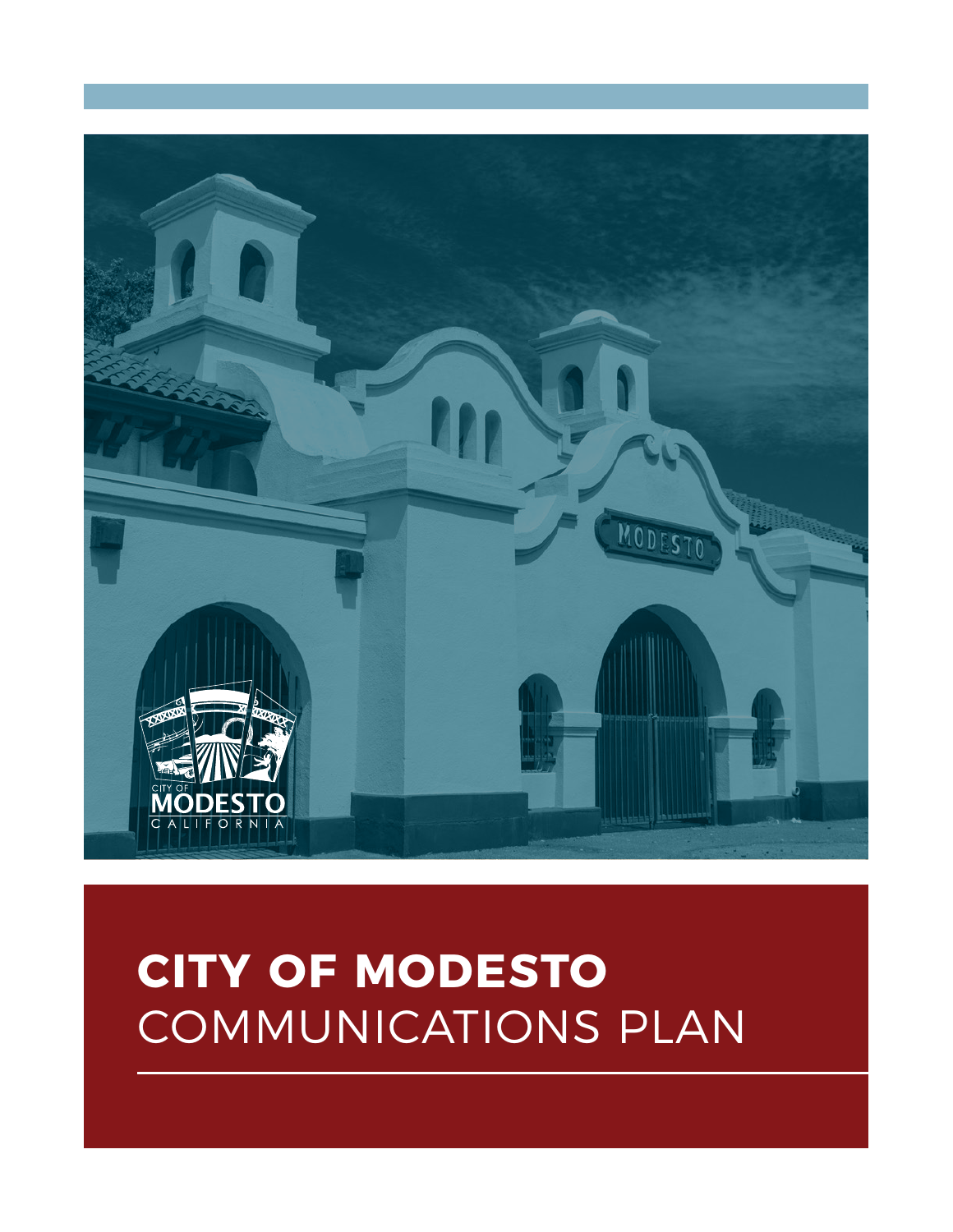# CITY OF MODESTO
## COMMUNICATIONS PLAN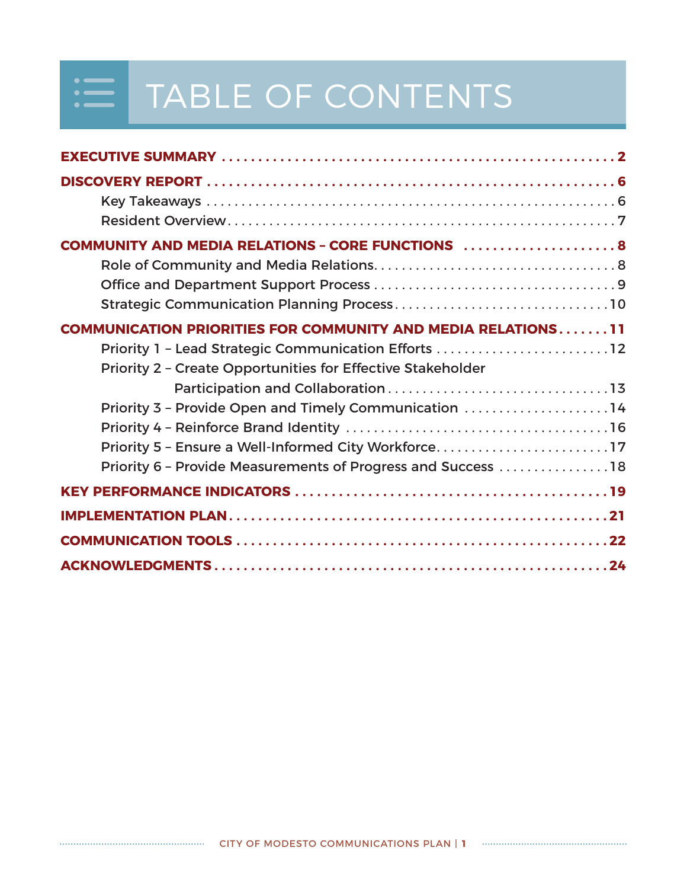# TABLE OF CONTENTS

**EXECUTIVE SUMMARY** ........ 2

**DISCOVERY REPORT** ........ 6

- Key Takeaways ........ 6
- Resident Overview ........ 7

**COMMUNITY AND MEDIA RELATIONS – CORE FUNCTIONS** ........ 8

- Role of Community and Media Relations ........ 8
- Office and Department Support Process ........ 9
- Strategic Communication Planning Process ........ 10

**COMMUNICATION PRIORITIES FOR COMMUNITY AND MEDIA RELATIONS** ........ 11

- Priority 1 – Lead Strategic Communication Efforts ........ 12
- Priority 2 – Create Opportunities for Effective Stakeholder Participation and Collaboration ........ 13
- Priority 3 – Provide Open and Timely Communication ........ 14
- Priority 4 – Reinforce Brand Identity ........ 16
- Priority 5 – Ensure a Well-Informed City Workforce ........ 17
- Priority 6 – Provide Measurements of Progress and Success ........ 18

**KEY PERFORMANCE INDICATORS** ........ 19

**IMPLEMENTATION PLAN** ........ 21

**COMMUNICATION TOOLS** ........ 22

**ACKNOWLEDGMENTS** ........ 24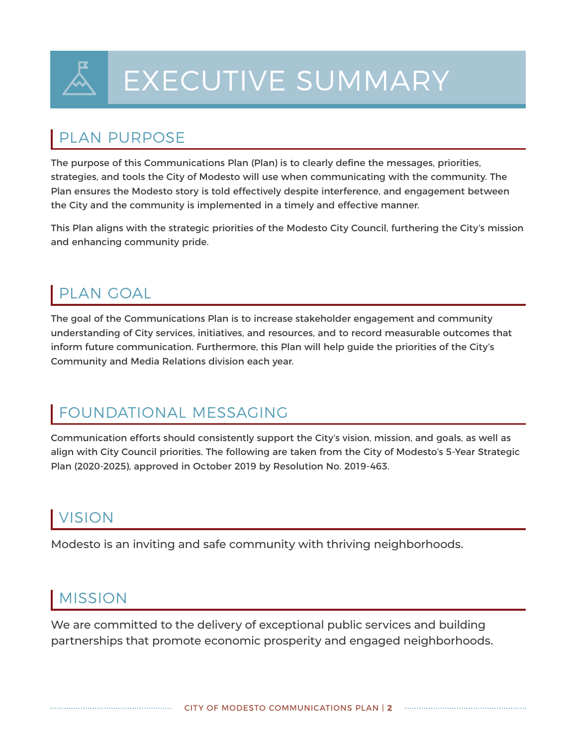# EXECUTIVE SUMMARY

## PLAN PURPOSE

The purpose of this Communications Plan (Plan) is to clearly define the messages, priorities, strategies, and tools the City of Modesto will use when communicating with the community. The Plan ensures the Modesto story is told effectively despite interference, and engagement between the City and the community is implemented in a timely and effective manner.

This Plan aligns with the strategic priorities of the Modesto City Council, furthering the City's mission and enhancing community pride.

## PLAN GOAL

The goal of the Communications Plan is to increase stakeholder engagement and community understanding of City services, initiatives, and resources, and to record measurable outcomes that inform future communication. Furthermore, this Plan will help guide the priorities of the City's Community and Media Relations division each year.

## FOUNDATIONAL MESSAGING

Communication efforts should consistently support the City's vision, mission, and goals, as well as align with City Council priorities. The following are taken from the City of Modesto's 5-Year Strategic Plan (2020-2025), approved in October 2019 by Resolution No. 2019-463.

## VISION

Modesto is an inviting and safe community with thriving neighborhoods.

## MISSION

We are committed to the delivery of exceptional public services and building partnerships that promote economic prosperity and engaged neighborhoods.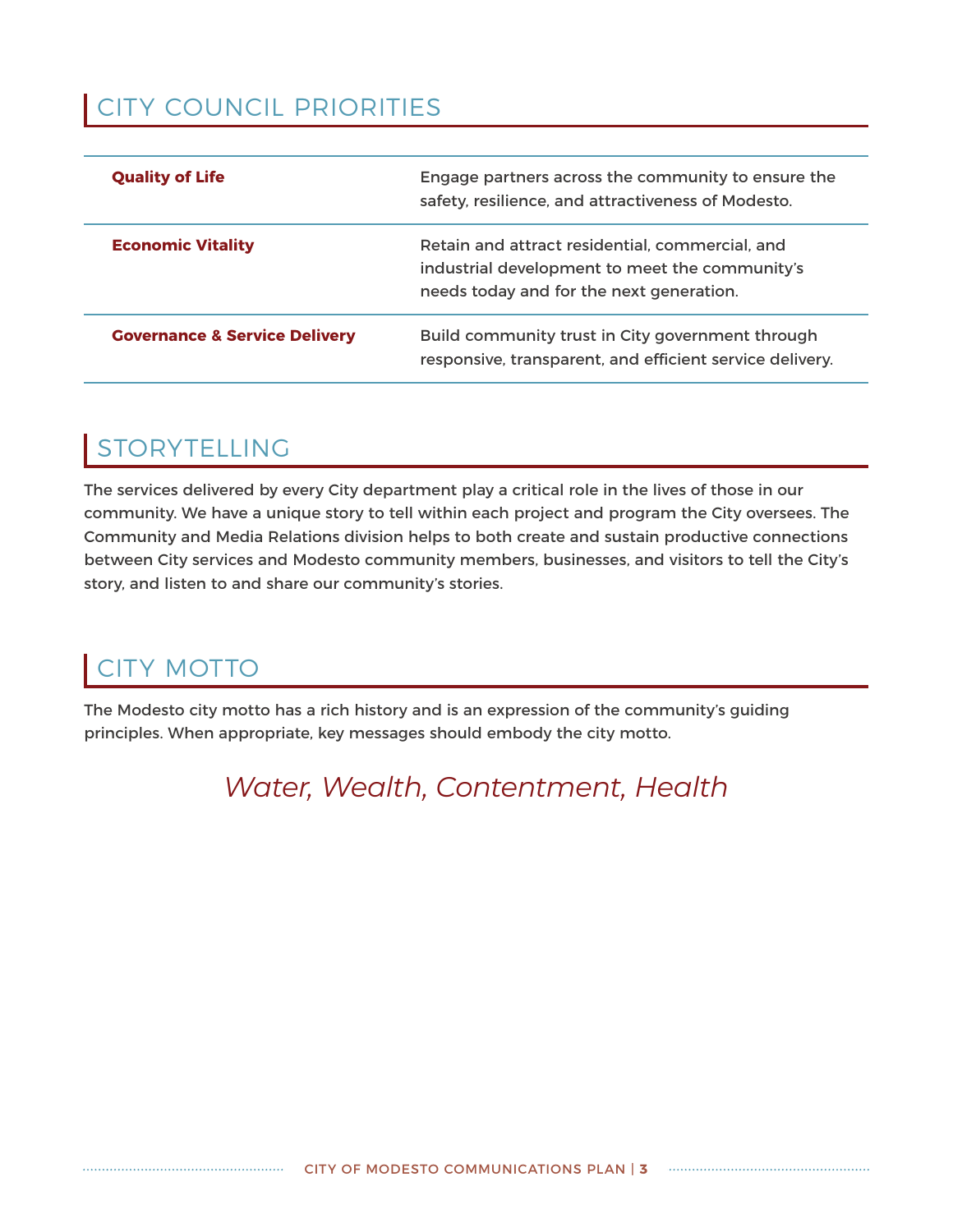## CITY COUNCIL PRIORITIES

| | |
|---|---|
| **Quality of Life** | Engage partners across the community to ensure the safety, resilience, and attractiveness of Modesto. |
| **Economic Vitality** | Retain and attract residential, commercial, and industrial development to meet the community's needs today and for the next generation. |
| **Governance & Service Delivery** | Build community trust in City government through responsive, transparent, and efficient service delivery. |

## STORYTELLING

The services delivered by every City department play a critical role in the lives of those in our community. We have a unique story to tell within each project and program the City oversees. The Community and Media Relations division helps to both create and sustain productive connections between City services and Modesto community members, businesses, and visitors to tell the City's story, and listen to and share our community's stories.

## CITY MOTTO

The Modesto city motto has a rich history and is an expression of the community's guiding principles. When appropriate, key messages should embody the city motto.

*Water, Wealth, Contentment, Health*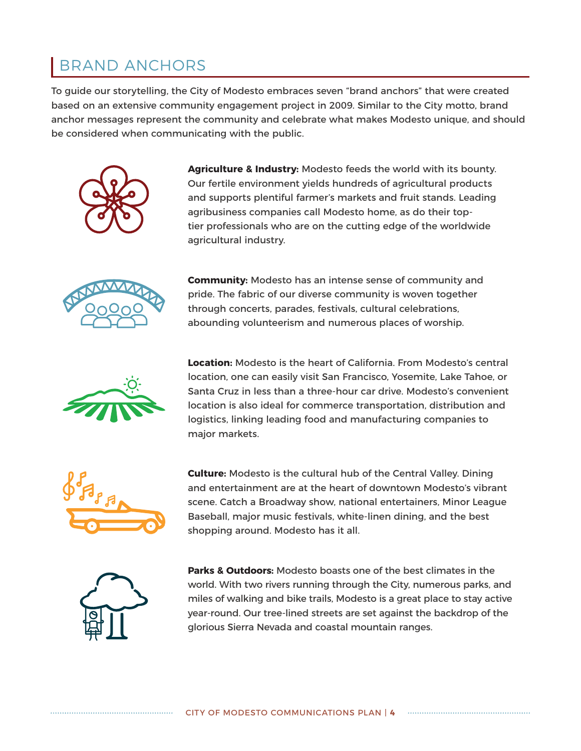# BRAND ANCHORS

To guide our storytelling, the City of Modesto embraces seven "brand anchors" that were created based on an extensive community engagement project in 2009. Similar to the City motto, brand anchor messages represent the community and celebrate what makes Modesto unique, and should be considered when communicating with the public.

**Agriculture & Industry:** Modesto feeds the world with its bounty. Our fertile environment yields hundreds of agricultural products and supports plentiful farmer's markets and fruit stands. Leading agribusiness companies call Modesto home, as do their top-tier professionals who are on the cutting edge of the worldwide agricultural industry.

**Community:** Modesto has an intense sense of community and pride. The fabric of our diverse community is woven together through concerts, parades, festivals, cultural celebrations, abounding volunteerism and numerous places of worship.

**Location:** Modesto is the heart of California. From Modesto's central location, one can easily visit San Francisco, Yosemite, Lake Tahoe, or Santa Cruz in less than a three-hour car drive. Modesto's convenient location is also ideal for commerce transportation, distribution and logistics, linking leading food and manufacturing companies to major markets.

**Culture:** Modesto is the cultural hub of the Central Valley. Dining and entertainment are at the heart of downtown Modesto's vibrant scene. Catch a Broadway show, national entertainers, Minor League Baseball, major music festivals, white-linen dining, and the best shopping around. Modesto has it all.

**Parks & Outdoors:** Modesto boasts one of the best climates in the world. With two rivers running through the City, numerous parks, and miles of walking and bike trails, Modesto is a great place to stay active year-round. Our tree-lined streets are set against the backdrop of the glorious Sierra Nevada and coastal mountain ranges.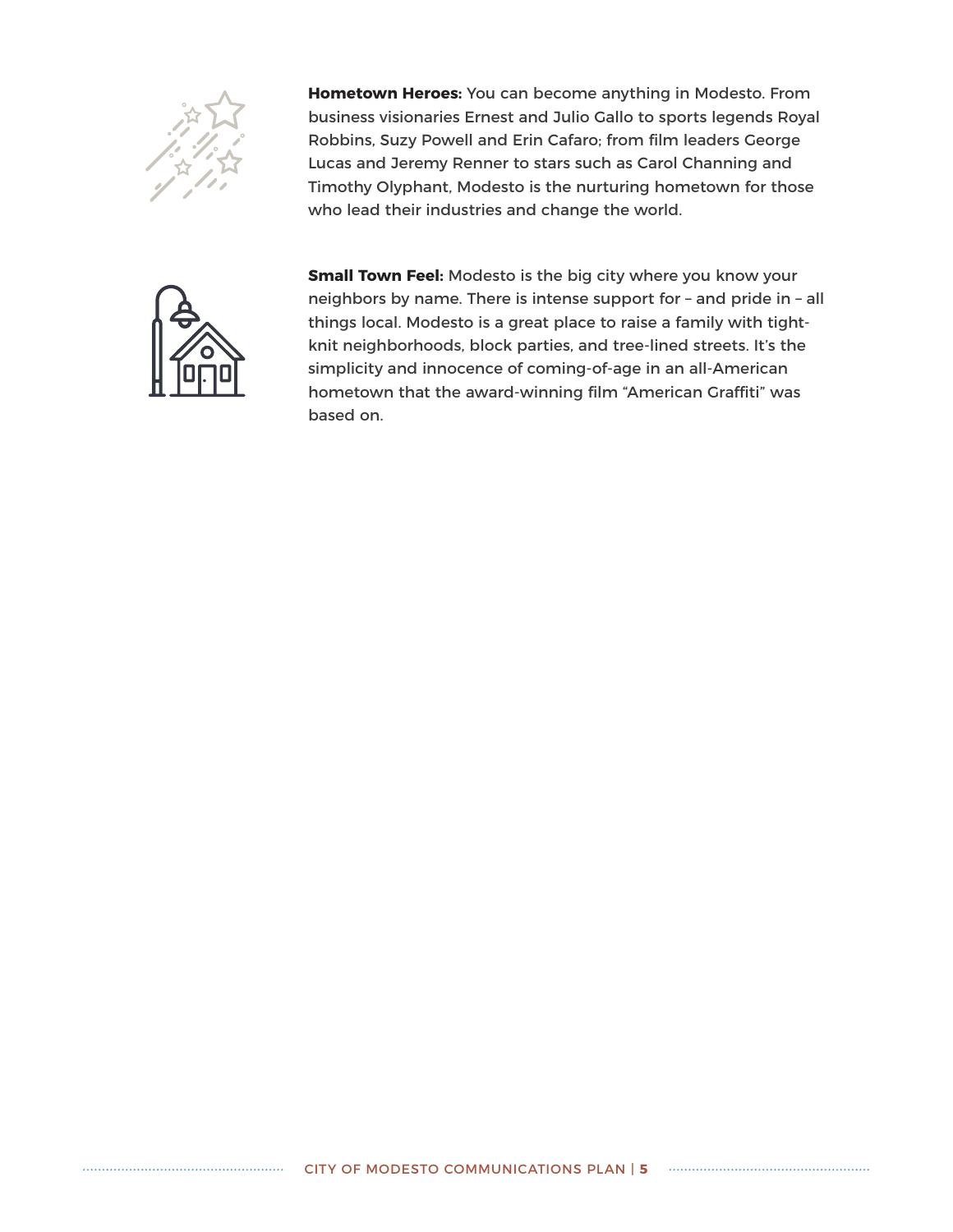**Hometown Heroes:** You can become anything in Modesto. From business visionaries Ernest and Julio Gallo to sports legends Royal Robbins, Suzy Powell and Erin Cafaro; from film leaders George Lucas and Jeremy Renner to stars such as Carol Channing and Timothy Olyphant, Modesto is the nurturing hometown for those who lead their industries and change the world.

**Small Town Feel:** Modesto is the big city where you know your neighbors by name. There is intense support for – and pride in – all things local. Modesto is a great place to raise a family with tight-knit neighborhoods, block parties, and tree-lined streets. It's the simplicity and innocence of coming-of-age in an all-American hometown that the award-winning film "American Graffiti" was based on.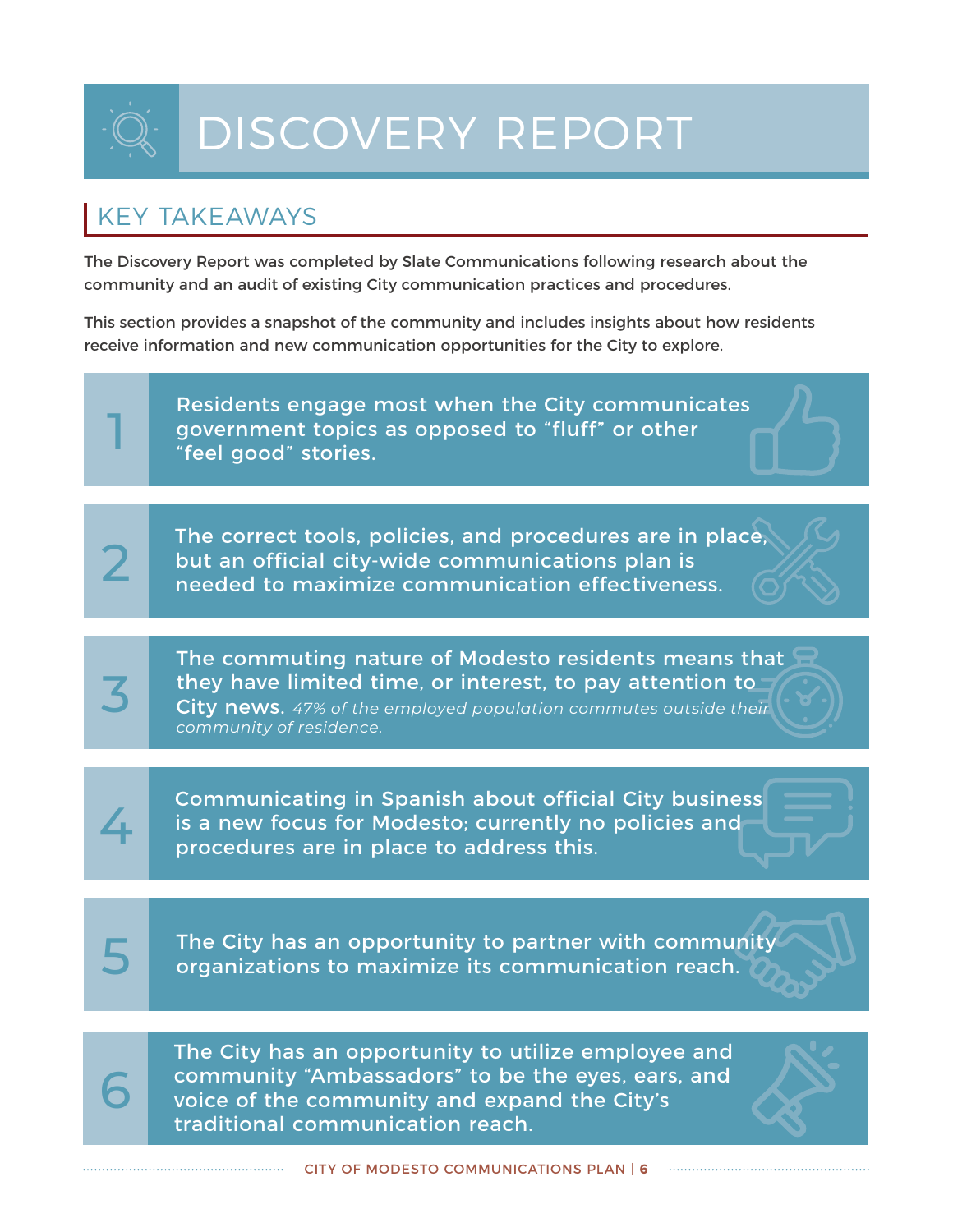# DISCOVERY REPORT

## KEY TAKEAWAYS

The Discovery Report was completed by Slate Communications following research about the community and an audit of existing City communication practices and procedures.

This section provides a snapshot of the community and includes insights about how residents receive information and new communication opportunities for the City to explore.

1. Residents engage most when the City communicates government topics as opposed to "fluff" or other "feel good" stories.

2. The correct tools, policies, and procedures are in place, but an official city-wide communications plan is needed to maximize communication effectiveness.

3. The commuting nature of Modesto residents means that they have limited time, or interest, to pay attention to City news. *47% of the employed population commutes outside their community of residence.*

4. Communicating in Spanish about official City business is a new focus for Modesto; currently no policies and procedures are in place to address this.

5. The City has an opportunity to partner with community organizations to maximize its communication reach.

6. The City has an opportunity to utilize employee and community "Ambassadors" to be the eyes, ears, and voice of the community and expand the City's traditional communication reach.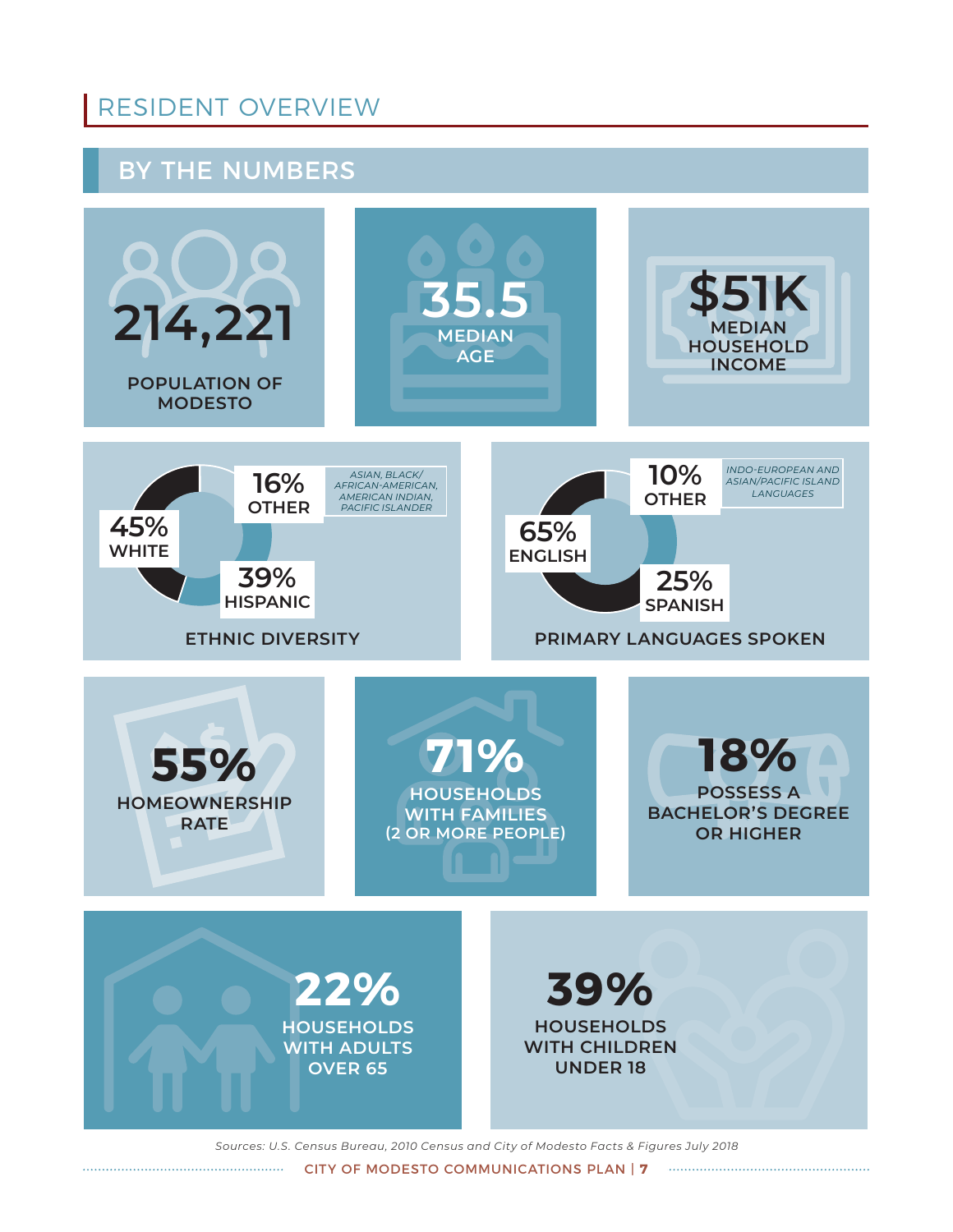# RESIDENT OVERVIEW

## BY THE NUMBERS

**214,221**
POPULATION OF MODESTO

**35.5**
MEDIAN AGE

**$51K**
MEDIAN HOUSEHOLD INCOME

### ETHNIC DIVERSITY

- **45%** WHITE
- **39%** HISPANIC
- **16%** OTHER — *ASIAN, BLACK/ AFRICAN-AMERICAN, AMERICAN INDIAN, PACIFIC ISLANDER*

### PRIMARY LANGUAGES SPOKEN

- **65%** ENGLISH
- **25%** SPANISH
- **10%** OTHER — *INDO-EUROPEAN AND ASIAN/PACIFIC ISLAND LANGUAGES*

**55%**
HOMEOWNERSHIP RATE

**71%**
HOUSEHOLDS WITH FAMILIES (2 OR MORE PEOPLE)

**18%**
POSSESS A BACHELOR'S DEGREE OR HIGHER

**22%**
HOUSEHOLDS WITH ADULTS OVER 65

**39%**
HOUSEHOLDS WITH CHILDREN UNDER 18

*Sources: U.S. Census Bureau, 2010 Census and City of Modesto Facts & Figures July 2018*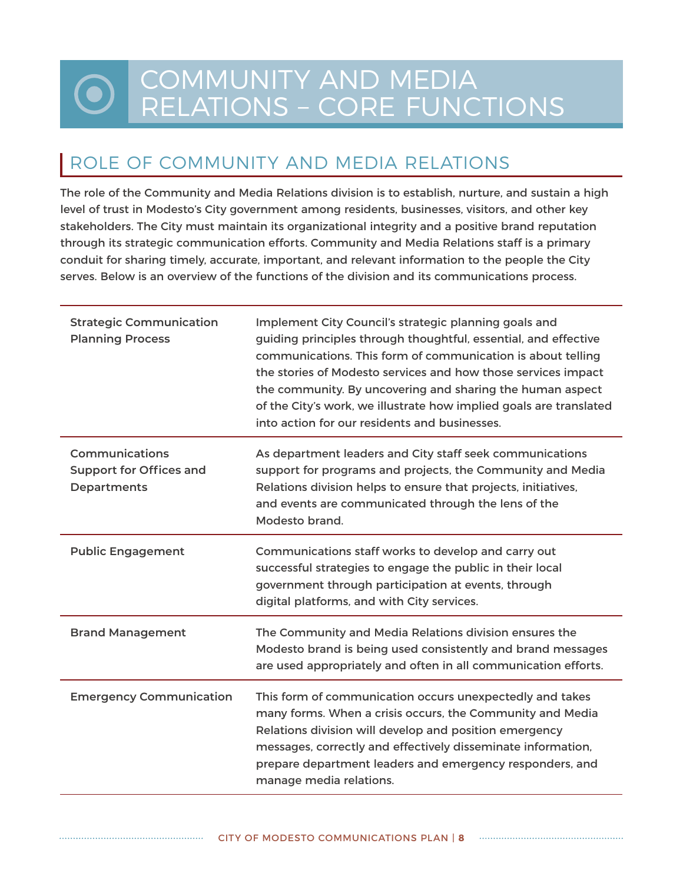# COMMUNITY AND MEDIA RELATIONS – CORE FUNCTIONS

## ROLE OF COMMUNITY AND MEDIA RELATIONS

The role of the Community and Media Relations division is to establish, nurture, and sustain a high level of trust in Modesto's City government among residents, businesses, visitors, and other key stakeholders. The City must maintain its organizational integrity and a positive brand reputation through its strategic communication efforts. Community and Media Relations staff is a primary conduit for sharing timely, accurate, important, and relevant information to the people the City serves. Below is an overview of the functions of the division and its communications process.

| | |
|---|---|
| Strategic Communication Planning Process | Implement City Council's strategic planning goals and guiding principles through thoughtful, essential, and effective communications. This form of communication is about telling the stories of Modesto services and how those services impact the community. By uncovering and sharing the human aspect of the City's work, we illustrate how implied goals are translated into action for our residents and businesses. |
| Communications Support for Offices and Departments | As department leaders and City staff seek communications support for programs and projects, the Community and Media Relations division helps to ensure that projects, initiatives, and events are communicated through the lens of the Modesto brand. |
| Public Engagement | Communications staff works to develop and carry out successful strategies to engage the public in their local government through participation at events, through digital platforms, and with City services. |
| Brand Management | The Community and Media Relations division ensures the Modesto brand is being used consistently and brand messages are used appropriately and often in all communication efforts. |
| Emergency Communication | This form of communication occurs unexpectedly and takes many forms. When a crisis occurs, the Community and Media Relations division will develop and position emergency messages, correctly and effectively disseminate information, prepare department leaders and emergency responders, and manage media relations. |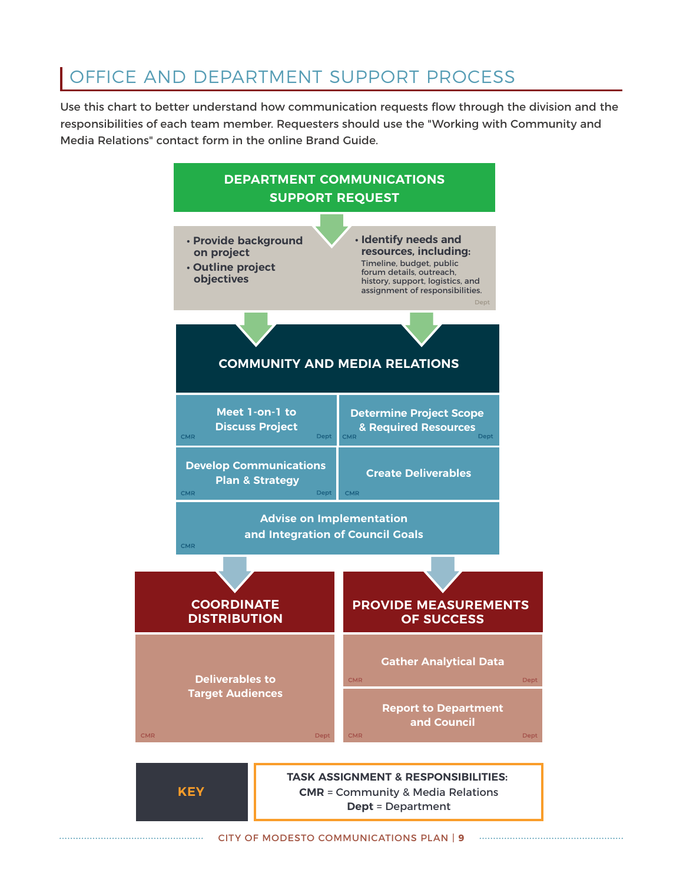## OFFICE AND DEPARTMENT SUPPORT PROCESS

Use this chart to better understand how communication requests flow through the division and the responsibilities of each team member. Requesters should use the "Working with Community and Media Relations" contact form in the online Brand Guide.

### DEPARTMENT COMMUNICATIONS SUPPORT REQUEST

- Provide background on project
- Outline project objectives
- Identify needs and resources, including: Timeline, budget, public forum details, outreach, history, support, logistics, and assignment of responsibilities.

Dept

### COMMUNITY AND MEDIA RELATIONS

- **Meet 1-on-1 to Discuss Project** — CMR, Dept
- **Determine Project Scope & Required Resources** — CMR, Dept
- **Develop Communications Plan & Strategy** — CMR, Dept
- **Create Deliverables** — CMR
- **Advise on Implementation and Integration of Council Goals** — CMR

### COORDINATE DISTRIBUTION

- **Deliverables to Target Audiences** — CMR, Dept

### PROVIDE MEASUREMENTS OF SUCCESS

- **Gather Analytical Data** — CMR, Dept
- **Report to Department and Council** — CMR, Dept

**KEY**

**TASK ASSIGNMENT & RESPONSIBILITIES:**
**CMR** = Community & Media Relations
**Dept** = Department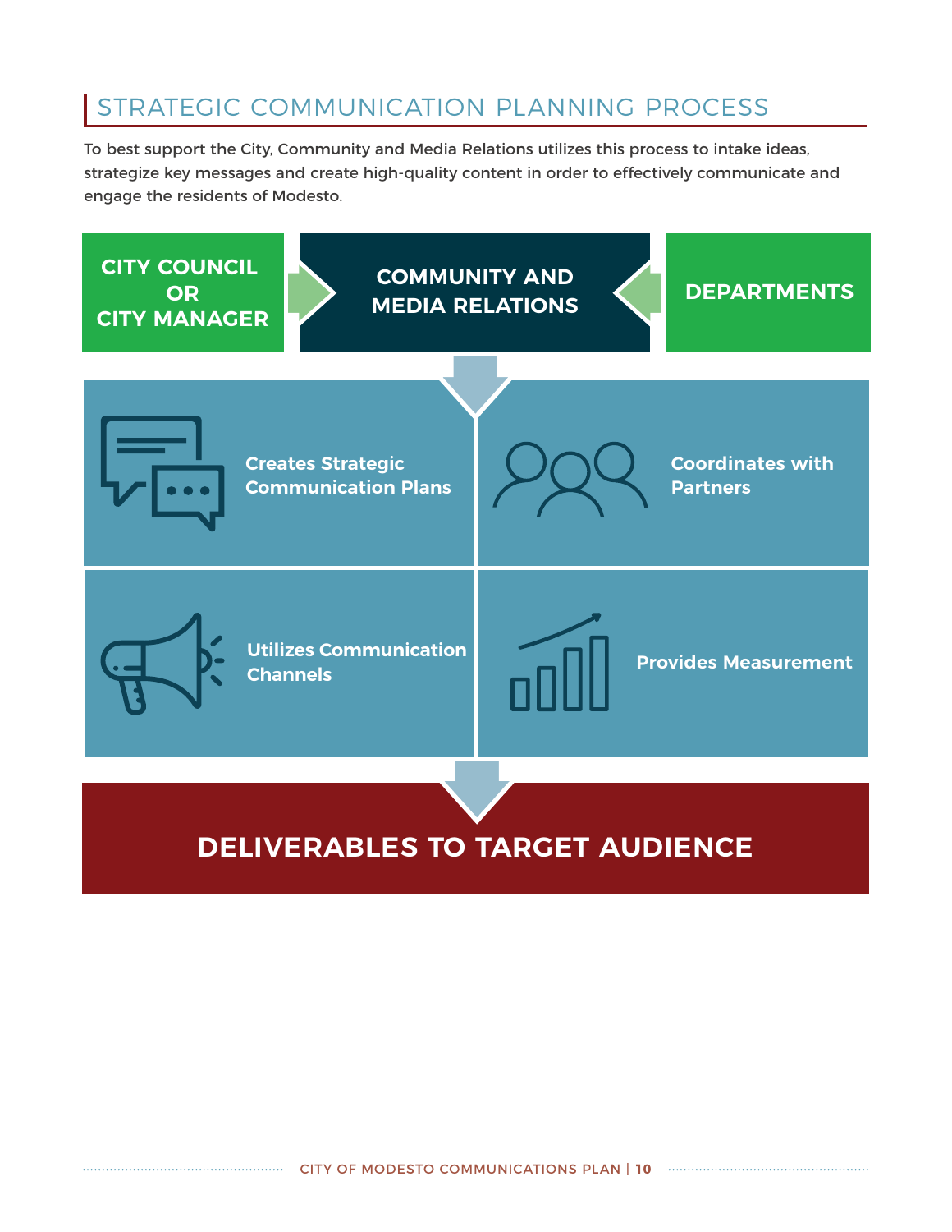## STRATEGIC COMMUNICATION PLANNING PROCESS

To best support the City, Community and Media Relations utilizes this process to intake ideas, strategize key messages and create high-quality content in order to effectively communicate and engage the residents of Modesto.

**CITY COUNCIL OR CITY MANAGER**

**COMMUNITY AND MEDIA RELATIONS**

**DEPARTMENTS**

**Creates Strategic Communication Plans**

**Coordinates with Partners**

**Utilizes Communication Channels**

**Provides Measurement**

**DELIVERABLES TO TARGET AUDIENCE**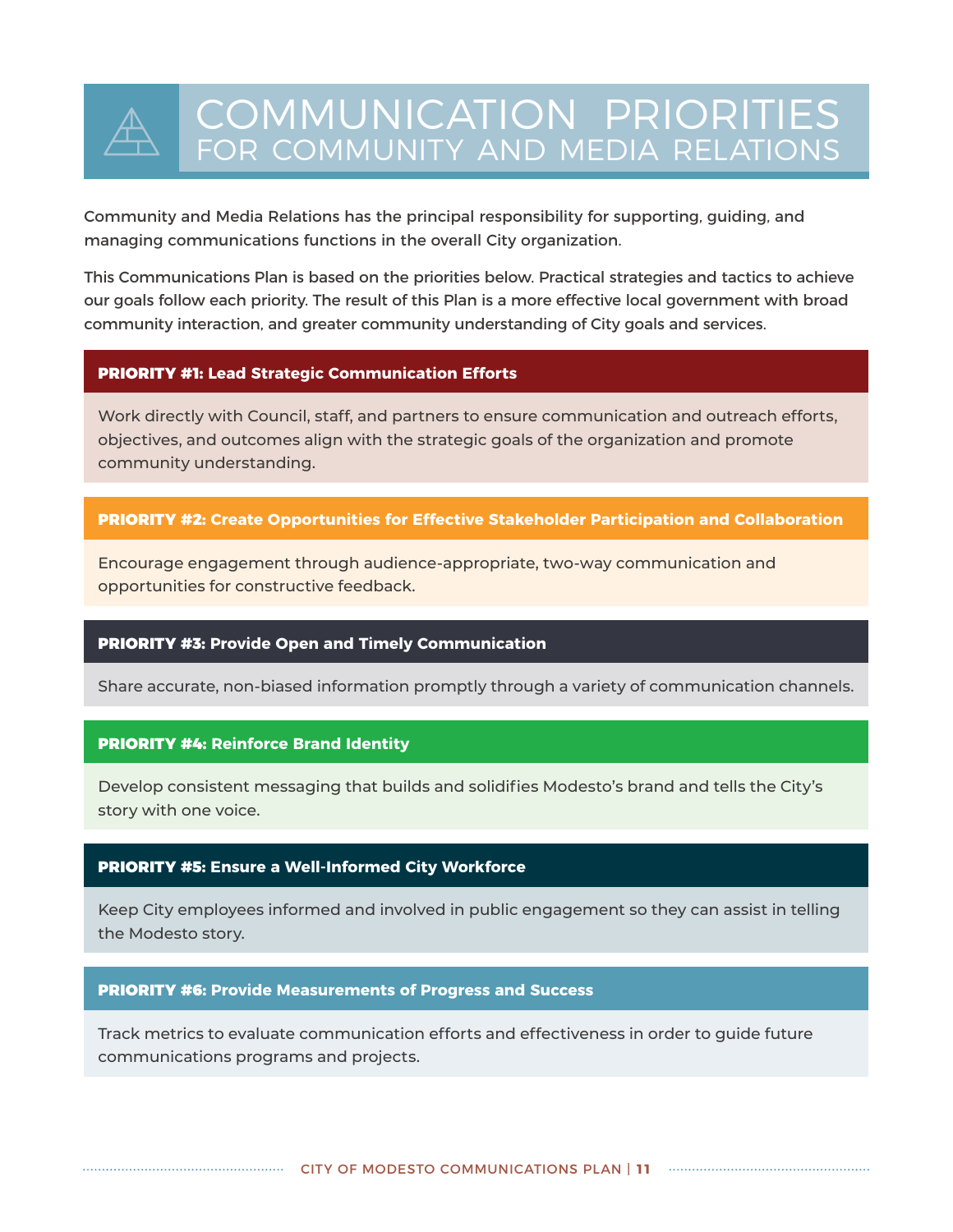# COMMUNICATION PRIORITIES FOR COMMUNITY AND MEDIA RELATIONS

Community and Media Relations has the principal responsibility for supporting, guiding, and managing communications functions in the overall City organization.

This Communications Plan is based on the priorities below. Practical strategies and tactics to achieve our goals follow each priority. The result of this Plan is a more effective local government with broad community interaction, and greater community understanding of City goals and services.

### PRIORITY #1: Lead Strategic Communication Efforts

Work directly with Council, staff, and partners to ensure communication and outreach efforts, objectives, and outcomes align with the strategic goals of the organization and promote community understanding.

### PRIORITY #2: Create Opportunities for Effective Stakeholder Participation and Collaboration

Encourage engagement through audience-appropriate, two-way communication and opportunities for constructive feedback.

### PRIORITY #3: Provide Open and Timely Communication

Share accurate, non-biased information promptly through a variety of communication channels.

### PRIORITY #4: Reinforce Brand Identity

Develop consistent messaging that builds and solidifies Modesto's brand and tells the City's story with one voice.

### PRIORITY #5: Ensure a Well-Informed City Workforce

Keep City employees informed and involved in public engagement so they can assist in telling the Modesto story.

### PRIORITY #6: Provide Measurements of Progress and Success

Track metrics to evaluate communication efforts and effectiveness in order to guide future communications programs and projects.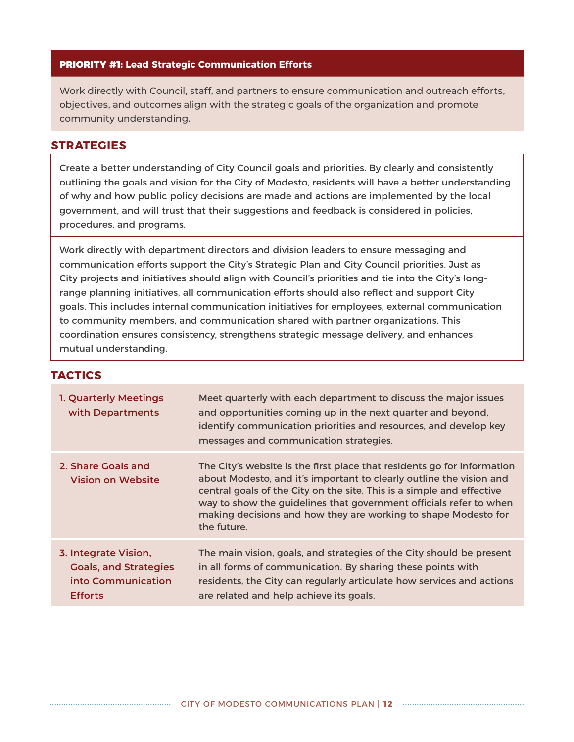## PRIORITY #1: Lead Strategic Communication Efforts

Work directly with Council, staff, and partners to ensure communication and outreach efforts, objectives, and outcomes align with the strategic goals of the organization and promote community understanding.

### STRATEGIES

Create a better understanding of City Council goals and priorities. By clearly and consistently outlining the goals and vision for the City of Modesto, residents will have a better understanding of why and how public policy decisions are made and actions are implemented by the local government, and will trust that their suggestions and feedback is considered in policies, procedures, and programs.

Work directly with department directors and division leaders to ensure messaging and communication efforts support the City's Strategic Plan and City Council priorities. Just as City projects and initiatives should align with Council's priorities and tie into the City's long-range planning initiatives, all communication efforts should also reflect and support City goals. This includes internal communication initiatives for employees, external communication to community members, and communication shared with partner organizations. This coordination ensures consistency, strengthens strategic message delivery, and enhances mutual understanding.

### TACTICS

| Tactic | Description |
|---|---|
| 1. Quarterly Meetings with Departments | Meet quarterly with each department to discuss the major issues and opportunities coming up in the next quarter and beyond, identify communication priorities and resources, and develop key messages and communication strategies. |
| 2. Share Goals and Vision on Website | The City's website is the first place that residents go for information about Modesto, and it's important to clearly outline the vision and central goals of the City on the site. This is a simple and effective way to show the guidelines that government officials refer to when making decisions and how they are working to shape Modesto for the future. |
| 3. Integrate Vision, Goals, and Strategies into Communication Efforts | The main vision, goals, and strategies of the City should be present in all forms of communication. By sharing these points with residents, the City can regularly articulate how services and actions are related and help achieve its goals. |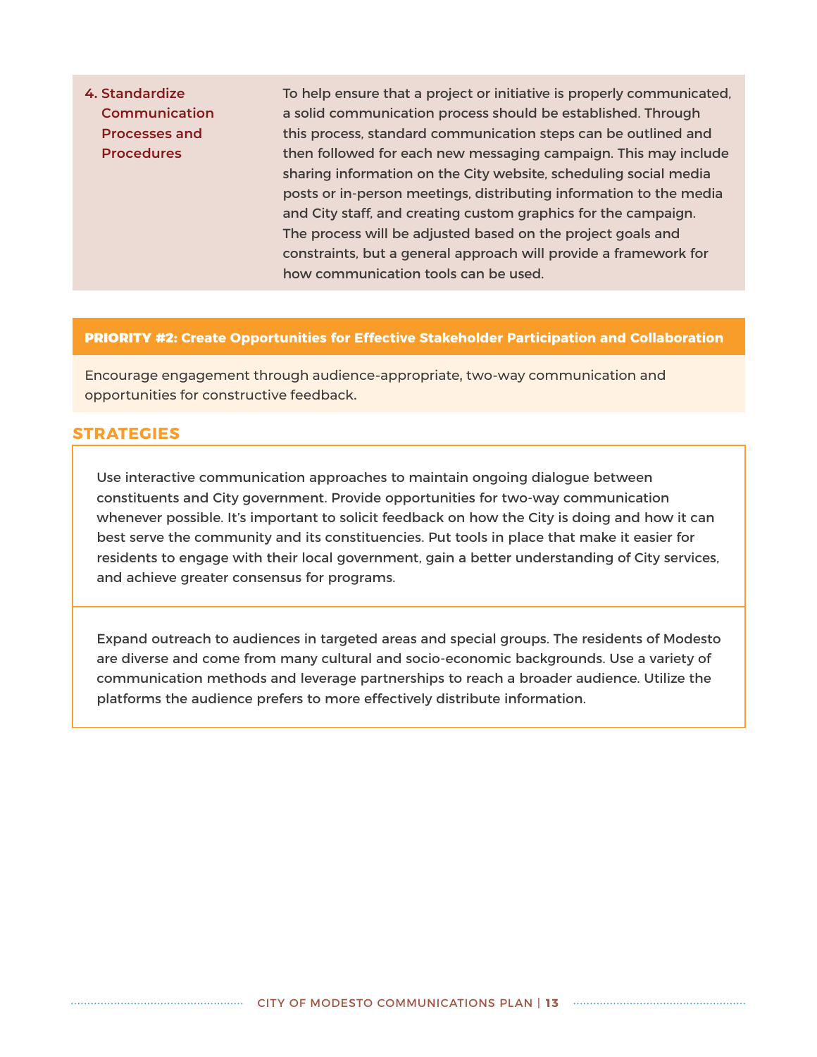| | |
|---|---|
| **4. Standardize Communication Processes and Procedures** | To help ensure that a project or initiative is properly communicated, a solid communication process should be established. Through this process, standard communication steps can be outlined and then followed for each new messaging campaign. This may include sharing information on the City website, scheduling social media posts or in-person meetings, distributing information to the media and City staff, and creating custom graphics for the campaign. The process will be adjusted based on the project goals and constraints, but a general approach will provide a framework for how communication tools can be used. |

## PRIORITY #2: Create Opportunities for Effective Stakeholder Participation and Collaboration

Encourage engagement through audience-appropriate, two-way communication and opportunities for constructive feedback.

### STRATEGIES

Use interactive communication approaches to maintain ongoing dialogue between constituents and City government. Provide opportunities for two-way communication whenever possible. It's important to solicit feedback on how the City is doing and how it can best serve the community and its constituencies. Put tools in place that make it easier for residents to engage with their local government, gain a better understanding of City services, and achieve greater consensus for programs.

Expand outreach to audiences in targeted areas and special groups. The residents of Modesto are diverse and come from many cultural and socio-economic backgrounds. Use a variety of communication methods and leverage partnerships to reach a broader audience. Utilize the platforms the audience prefers to more effectively distribute information.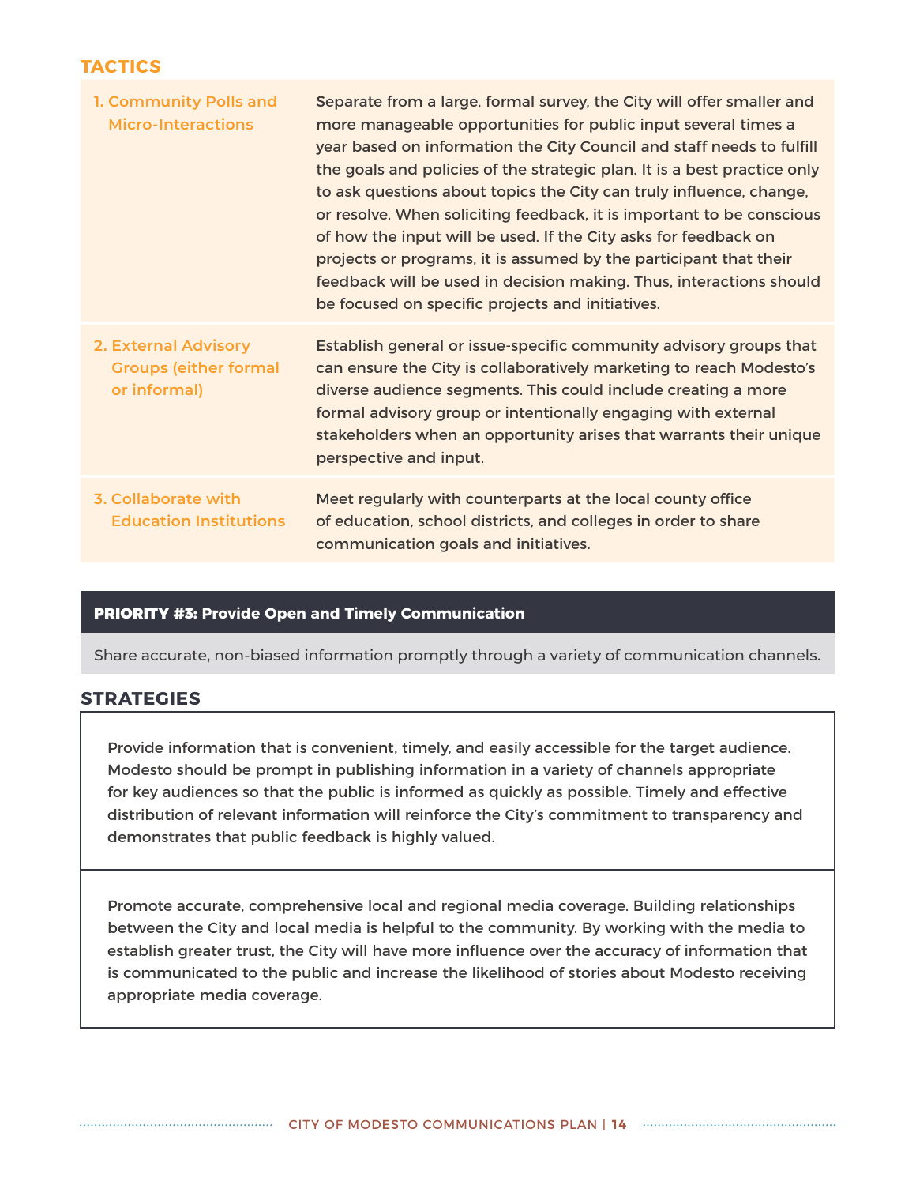## TACTICS

| | |
|---|---|
| 1. Community Polls and Micro-Interactions | Separate from a large, formal survey, the City will offer smaller and more manageable opportunities for public input several times a year based on information the City Council and staff needs to fulfill the goals and policies of the strategic plan. It is a best practice only to ask questions about topics the City can truly influence, change, or resolve. When soliciting feedback, it is important to be conscious of how the input will be used. If the City asks for feedback on projects or programs, it is assumed by the participant that their feedback will be used in decision making. Thus, interactions should be focused on specific projects and initiatives. |
| 2. External Advisory Groups (either formal or informal) | Establish general or issue-specific community advisory groups that can ensure the City is collaboratively marketing to reach Modesto's diverse audience segments. This could include creating a more formal advisory group or intentionally engaging with external stakeholders when an opportunity arises that warrants their unique perspective and input. |
| 3. Collaborate with Education Institutions | Meet regularly with counterparts at the local county office of education, school districts, and colleges in order to share communication goals and initiatives. |

## PRIORITY #3: Provide Open and Timely Communication

Share accurate, non-biased information promptly through a variety of communication channels.

## STRATEGIES

Provide information that is convenient, timely, and easily accessible for the target audience. Modesto should be prompt in publishing information in a variety of channels appropriate for key audiences so that the public is informed as quickly as possible. Timely and effective distribution of relevant information will reinforce the City's commitment to transparency and demonstrates that public feedback is highly valued.

Promote accurate, comprehensive local and regional media coverage. Building relationships between the City and local media is helpful to the community. By working with the media to establish greater trust, the City will have more influence over the accuracy of information that is communicated to the public and increase the likelihood of stories about Modesto receiving appropriate media coverage.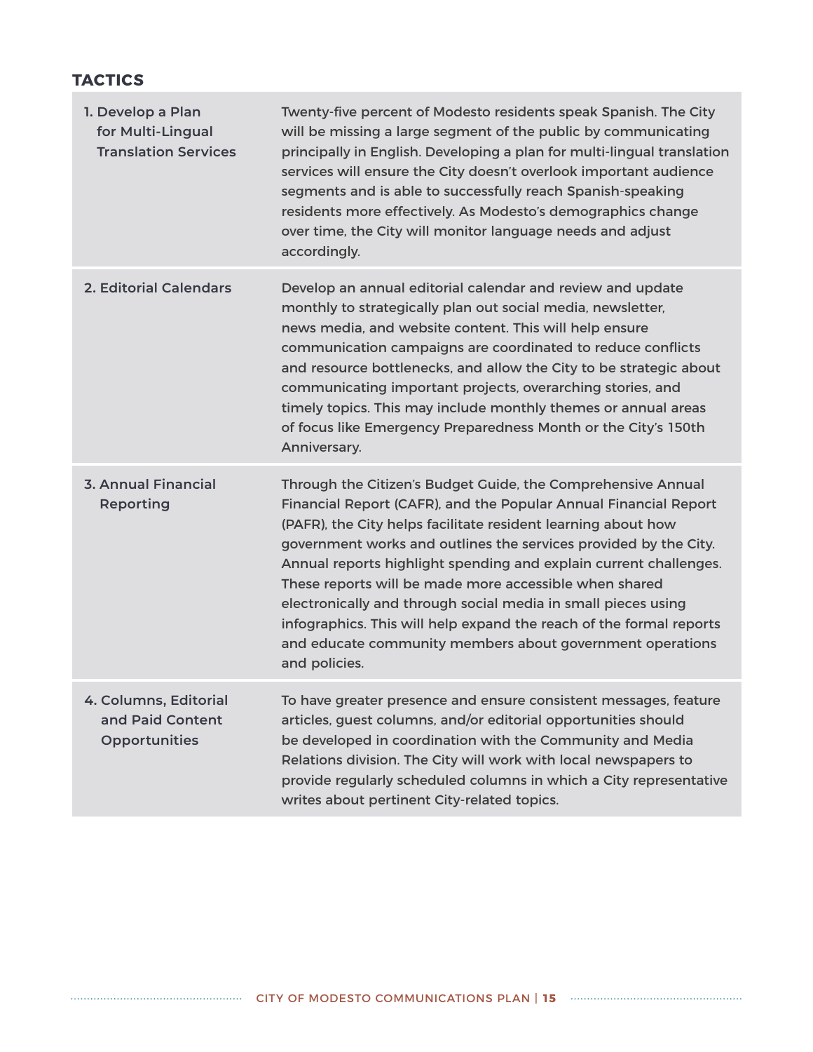## TACTICS

| | |
|---|---|
| 1. Develop a Plan for Multi-Lingual Translation Services | Twenty-five percent of Modesto residents speak Spanish. The City will be missing a large segment of the public by communicating principally in English. Developing a plan for multi-lingual translation services will ensure the City doesn't overlook important audience segments and is able to successfully reach Spanish-speaking residents more effectively. As Modesto's demographics change over time, the City will monitor language needs and adjust accordingly. |
| 2. Editorial Calendars | Develop an annual editorial calendar and review and update monthly to strategically plan out social media, newsletter, news media, and website content. This will help ensure communication campaigns are coordinated to reduce conflicts and resource bottlenecks, and allow the City to be strategic about communicating important projects, overarching stories, and timely topics. This may include monthly themes or annual areas of focus like Emergency Preparedness Month or the City's 150th Anniversary. |
| 3. Annual Financial Reporting | Through the Citizen's Budget Guide, the Comprehensive Annual Financial Report (CAFR), and the Popular Annual Financial Report (PAFR), the City helps facilitate resident learning about how government works and outlines the services provided by the City. Annual reports highlight spending and explain current challenges. These reports will be made more accessible when shared electronically and through social media in small pieces using infographics. This will help expand the reach of the formal reports and educate community members about government operations and policies. |
| 4. Columns, Editorial and Paid Content Opportunities | To have greater presence and ensure consistent messages, feature articles, guest columns, and/or editorial opportunities should be developed in coordination with the Community and Media Relations division. The City will work with local newspapers to provide regularly scheduled columns in which a City representative writes about pertinent City-related topics. |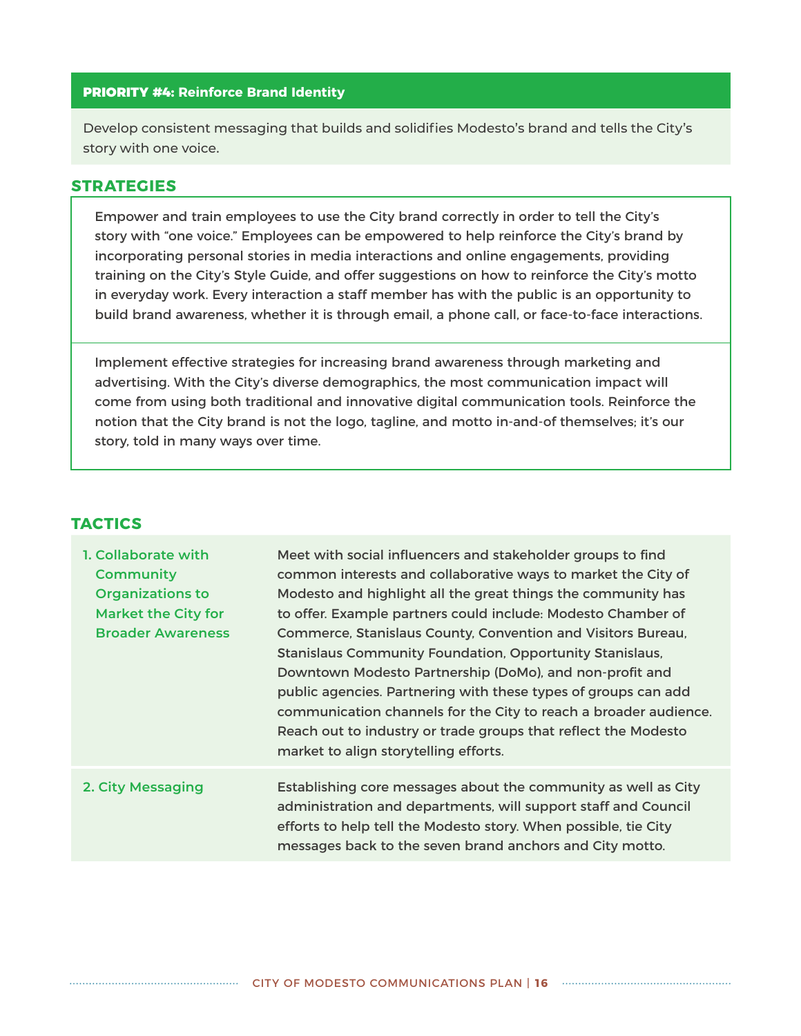## PRIORITY #4: Reinforce Brand Identity

Develop consistent messaging that builds and solidifies Modesto's brand and tells the City's story with one voice.

### STRATEGIES

Empower and train employees to use the City brand correctly in order to tell the City's story with "one voice." Employees can be empowered to help reinforce the City's brand by incorporating personal stories in media interactions and online engagements, providing training on the City's Style Guide, and offer suggestions on how to reinforce the City's motto in everyday work. Every interaction a staff member has with the public is an opportunity to build brand awareness, whether it is through email, a phone call, or face-to-face interactions.

Implement effective strategies for increasing brand awareness through marketing and advertising. With the City's diverse demographics, the most communication impact will come from using both traditional and innovative digital communication tools. Reinforce the notion that the City brand is not the logo, tagline, and motto in-and-of themselves; it's our story, told in many ways over time.

### TACTICS

| Tactic | Description |
| --- | --- |
| 1. Collaborate with Community Organizations to Market the City for Broader Awareness | Meet with social influencers and stakeholder groups to find common interests and collaborative ways to market the City of Modesto and highlight all the great things the community has to offer. Example partners could include: Modesto Chamber of Commerce, Stanislaus County, Convention and Visitors Bureau, Stanislaus Community Foundation, Opportunity Stanislaus, Downtown Modesto Partnership (DoMo), and non-profit and public agencies. Partnering with these types of groups can add communication channels for the City to reach a broader audience. Reach out to industry or trade groups that reflect the Modesto market to align storytelling efforts. |
| 2. City Messaging | Establishing core messages about the community as well as City administration and departments, will support staff and Council efforts to help tell the Modesto story. When possible, tie City messages back to the seven brand anchors and City motto. |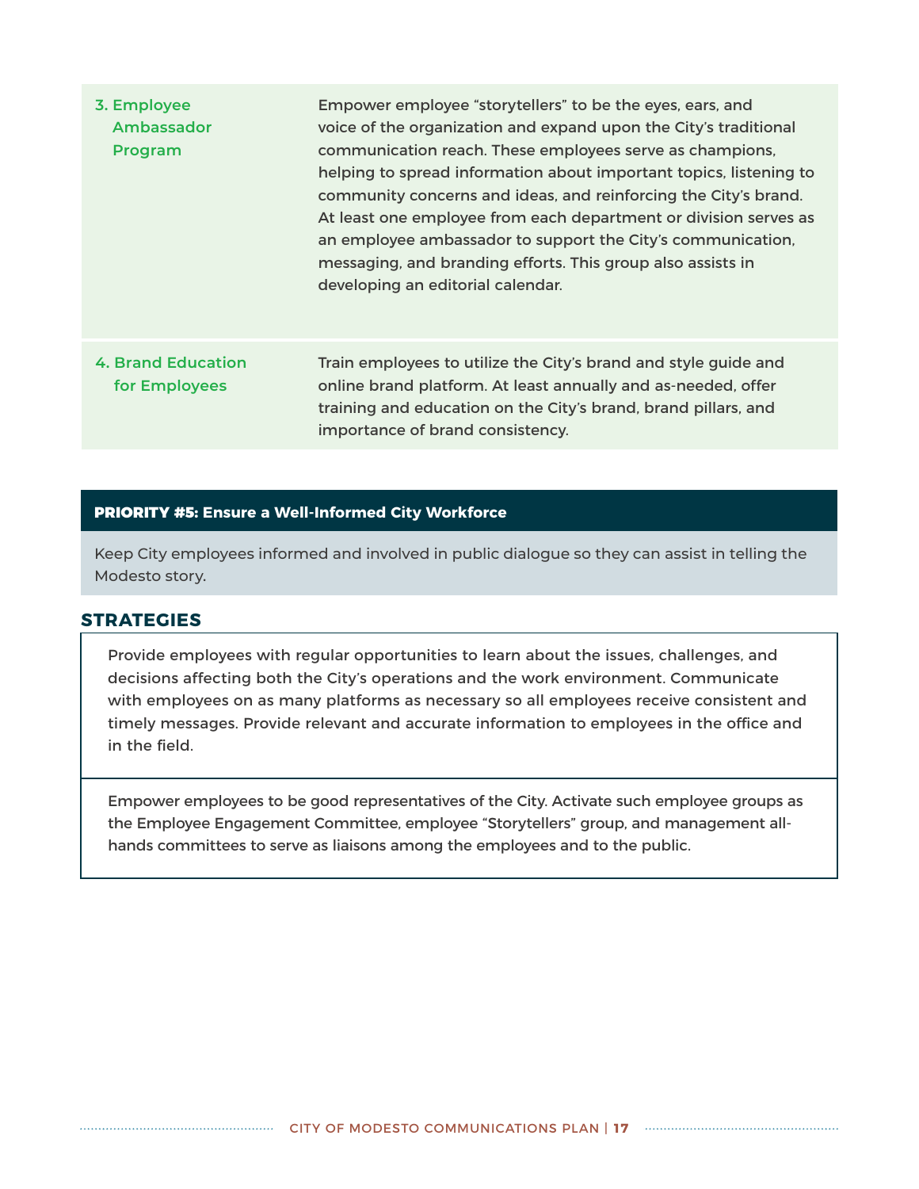| | |
|---|---|
| 3. Employee Ambassador Program | Empower employee “storytellers” to be the eyes, ears, and voice of the organization and expand upon the City’s traditional communication reach. These employees serve as champions, helping to spread information about important topics, listening to community concerns and ideas, and reinforcing the City’s brand. At least one employee from each department or division serves as an employee ambassador to support the City’s communication, messaging, and branding efforts. This group also assists in developing an editorial calendar. |
| 4. Brand Education for Employees | Train employees to utilize the City’s brand and style guide and online brand platform. At least annually and as-needed, offer training and education on the City’s brand, brand pillars, and importance of brand consistency. |

## PRIORITY #5: Ensure a Well-Informed City Workforce

Keep City employees informed and involved in public dialogue so they can assist in telling the Modesto story.

### STRATEGIES

Provide employees with regular opportunities to learn about the issues, challenges, and decisions affecting both the City’s operations and the work environment. Communicate with employees on as many platforms as necessary so all employees receive consistent and timely messages. Provide relevant and accurate information to employees in the office and in the field.

Empower employees to be good representatives of the City. Activate such employee groups as the Employee Engagement Committee, employee “Storytellers” group, and management all-hands committees to serve as liaisons among the employees and to the public.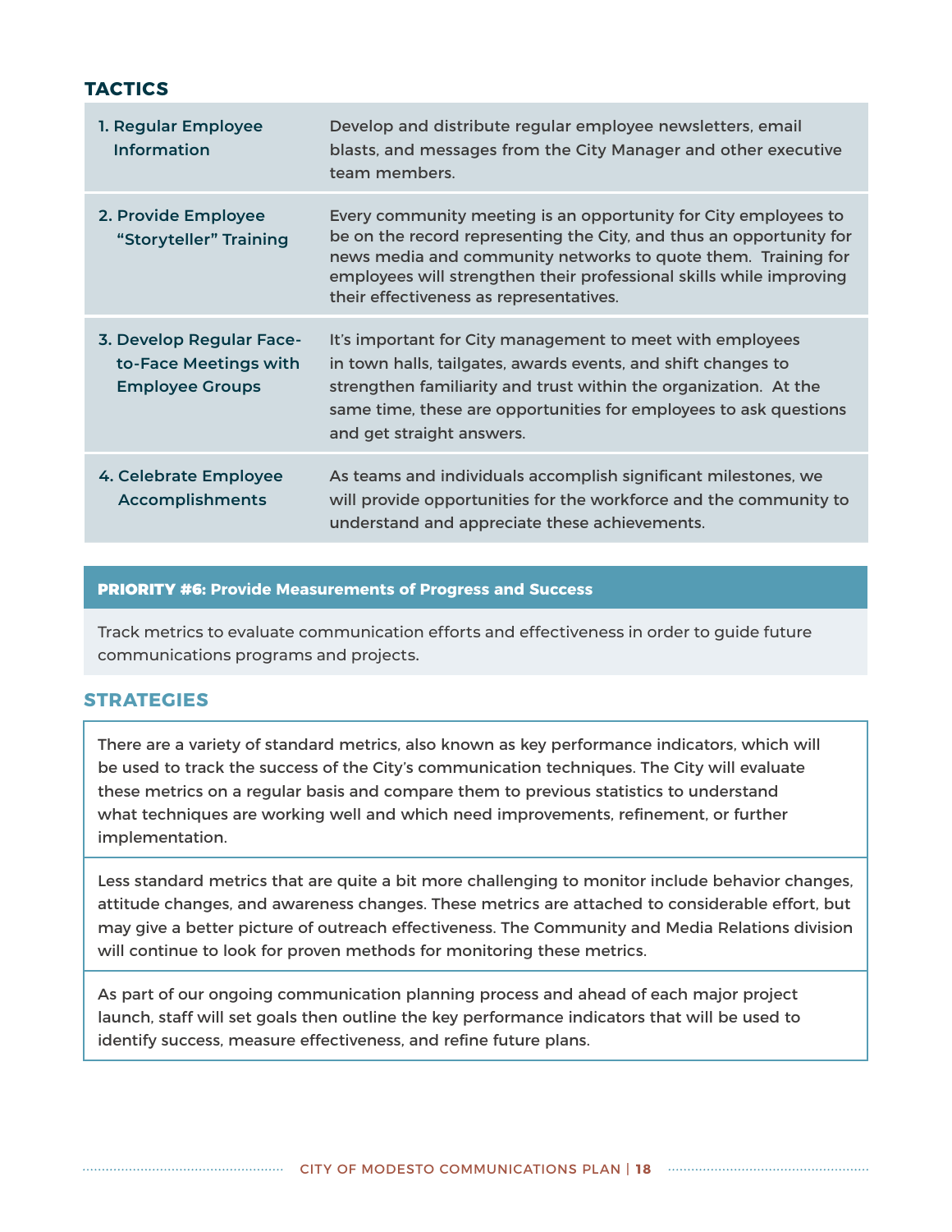## TACTICS

| | |
|---|---|
| 1. Regular Employee Information | Develop and distribute regular employee newsletters, email blasts, and messages from the City Manager and other executive team members. |
| 2. Provide Employee "Storyteller" Training | Every community meeting is an opportunity for City employees to be on the record representing the City, and thus an opportunity for news media and community networks to quote them. Training for employees will strengthen their professional skills while improving their effectiveness as representatives. |
| 3. Develop Regular Face-to-Face Meetings with Employee Groups | It's important for City management to meet with employees in town halls, tailgates, awards events, and shift changes to strengthen familiarity and trust within the organization. At the same time, these are opportunities for employees to ask questions and get straight answers. |
| 4. Celebrate Employee Accomplishments | As teams and individuals accomplish significant milestones, we will provide opportunities for the workforce and the community to understand and appreciate these achievements. |

## PRIORITY #6: Provide Measurements of Progress and Success

Track metrics to evaluate communication efforts and effectiveness in order to guide future communications programs and projects.

## STRATEGIES

There are a variety of standard metrics, also known as key performance indicators, which will be used to track the success of the City's communication techniques. The City will evaluate these metrics on a regular basis and compare them to previous statistics to understand what techniques are working well and which need improvements, refinement, or further implementation.

Less standard metrics that are quite a bit more challenging to monitor include behavior changes, attitude changes, and awareness changes. These metrics are attached to considerable effort, but may give a better picture of outreach effectiveness. The Community and Media Relations division will continue to look for proven methods for monitoring these metrics.

As part of our ongoing communication planning process and ahead of each major project launch, staff will set goals then outline the key performance indicators that will be used to identify success, measure effectiveness, and refine future plans.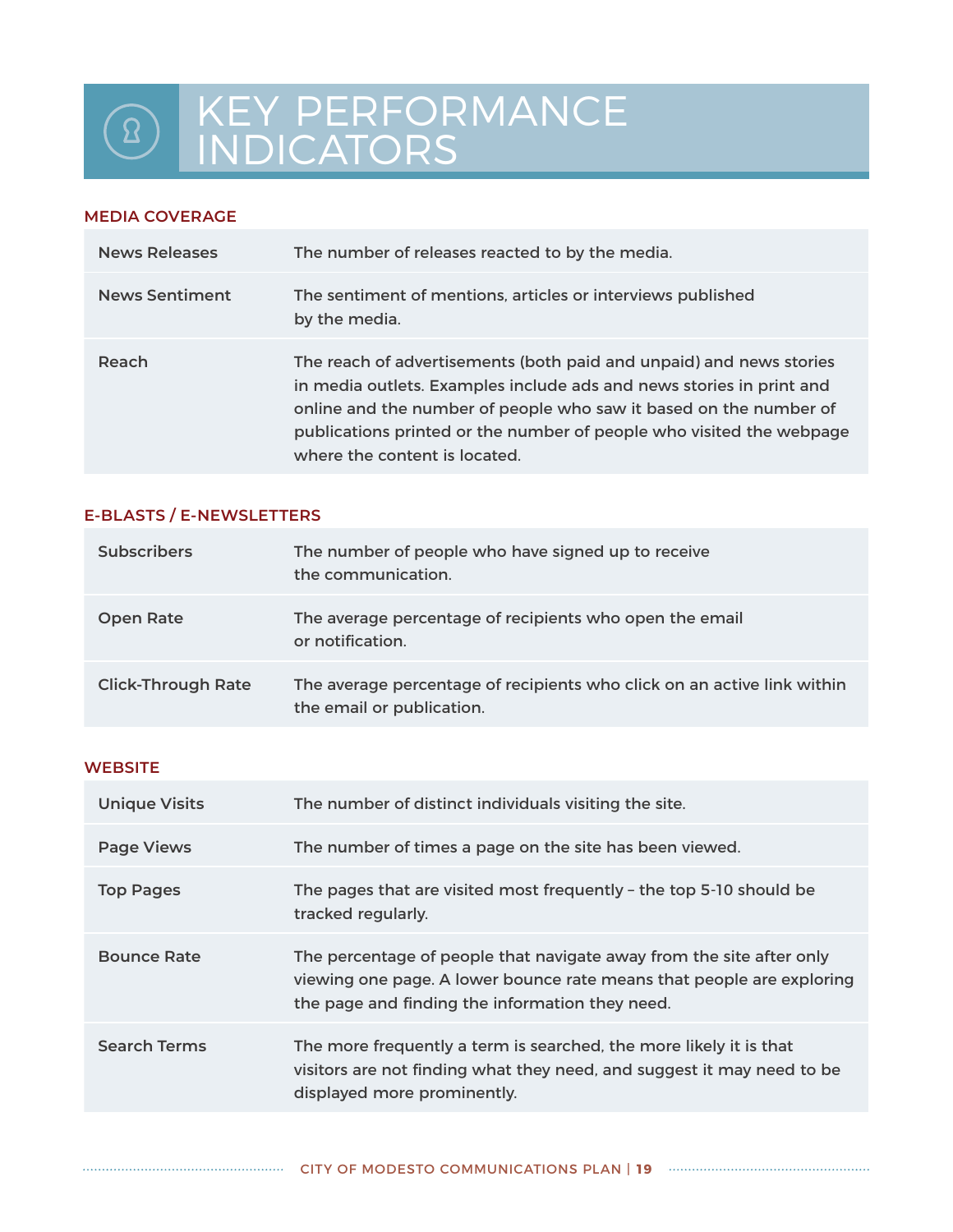# KEY PERFORMANCE INDICATORS

### MEDIA COVERAGE

| | |
|---|---|
| **News Releases** | The number of releases reacted to by the media. |
| **News Sentiment** | The sentiment of mentions, articles or interviews published by the media. |
| **Reach** | The reach of advertisements (both paid and unpaid) and news stories in media outlets. Examples include ads and news stories in print and online and the number of people who saw it based on the number of publications printed or the number of people who visited the webpage where the content is located. |

### E-BLASTS / E-NEWSLETTERS

| | |
|---|---|
| **Subscribers** | The number of people who have signed up to receive the communication. |
| **Open Rate** | The average percentage of recipients who open the email or notification. |
| **Click-Through Rate** | The average percentage of recipients who click on an active link within the email or publication. |

### WEBSITE

| | |
|---|---|
| **Unique Visits** | The number of distinct individuals visiting the site. |
| **Page Views** | The number of times a page on the site has been viewed. |
| **Top Pages** | The pages that are visited most frequently – the top 5-10 should be tracked regularly. |
| **Bounce Rate** | The percentage of people that navigate away from the site after only viewing one page. A lower bounce rate means that people are exploring the page and finding the information they need. |
| **Search Terms** | The more frequently a term is searched, the more likely it is that visitors are not finding what they need, and suggest it may need to be displayed more prominently. |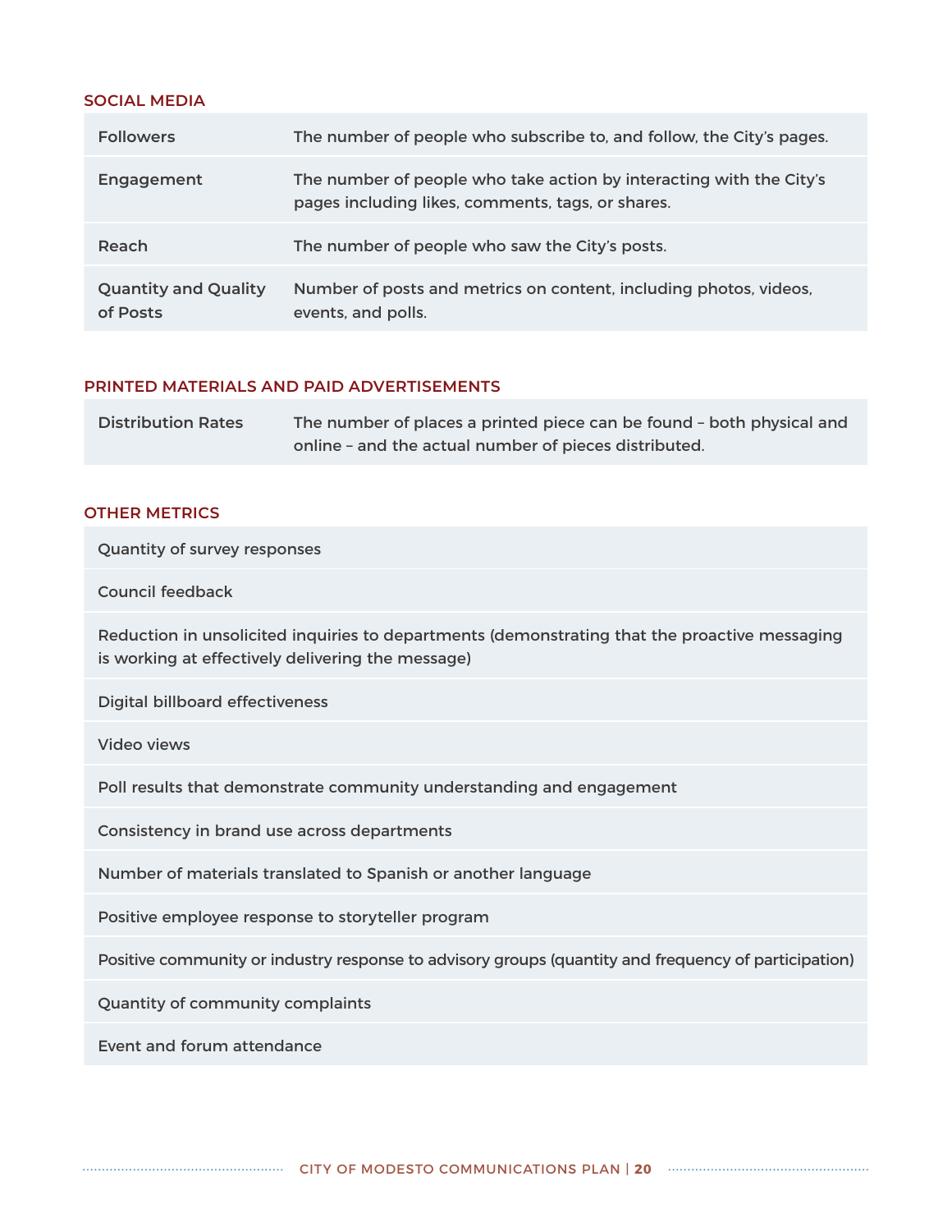### SOCIAL MEDIA

| | |
|---|---|
| Followers | The number of people who subscribe to, and follow, the City's pages. |
| Engagement | The number of people who take action by interacting with the City's pages including likes, comments, tags, or shares. |
| Reach | The number of people who saw the City's posts. |
| Quantity and Quality of Posts | Number of posts and metrics on content, including photos, videos, events, and polls. |

### PRINTED MATERIALS AND PAID ADVERTISEMENTS

| | |
|---|---|
| Distribution Rates | The number of places a printed piece can be found – both physical and online – and the actual number of pieces distributed. |

### OTHER METRICS

| |
|---|
| Quantity of survey responses |
| Council feedback |
| Reduction in unsolicited inquiries to departments (demonstrating that the proactive messaging is working at effectively delivering the message) |
| Digital billboard effectiveness |
| Video views |
| Poll results that demonstrate community understanding and engagement |
| Consistency in brand use across departments |
| Number of materials translated to Spanish or another language |
| Positive employee response to storyteller program |
| Positive community or industry response to advisory groups (quantity and frequency of participation) |
| Quantity of community complaints |
| Event and forum attendance |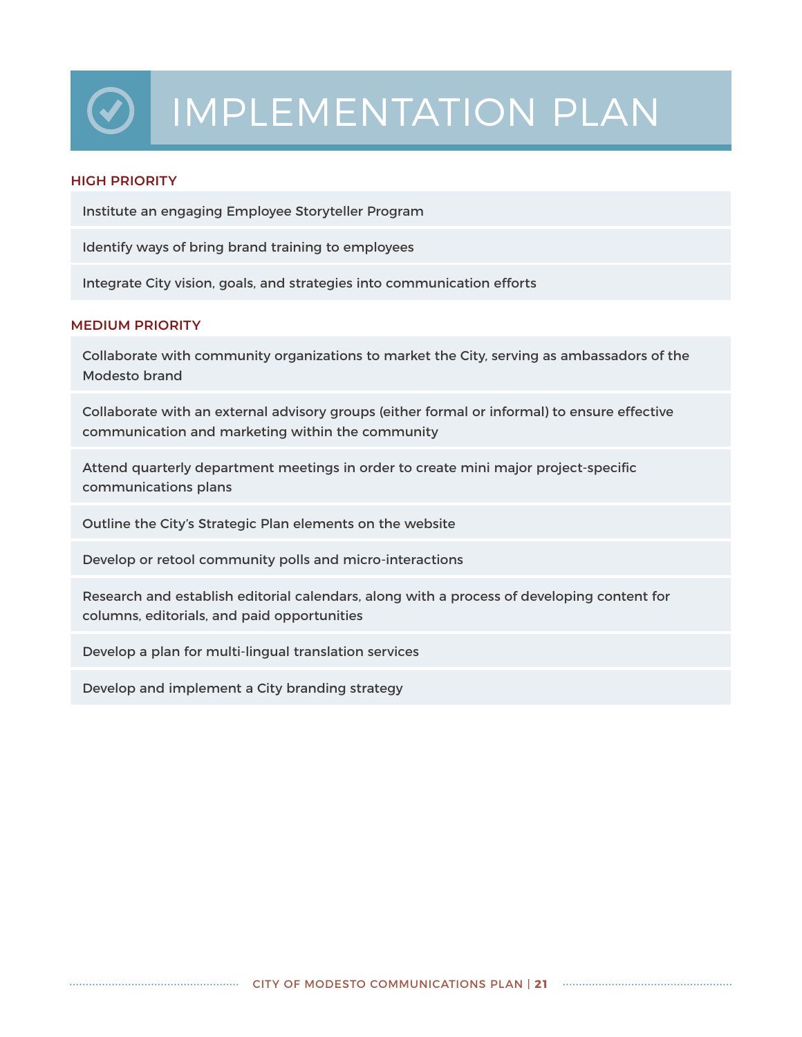# IMPLEMENTATION PLAN

## HIGH PRIORITY

- Institute an engaging Employee Storyteller Program
- Identify ways of bring brand training to employees
- Integrate City vision, goals, and strategies into communication efforts

## MEDIUM PRIORITY

- Collaborate with community organizations to market the City, serving as ambassadors of the Modesto brand
- Collaborate with an external advisory groups (either formal or informal) to ensure effective communication and marketing within the community
- Attend quarterly department meetings in order to create mini major project-specific communications plans
- Outline the City's Strategic Plan elements on the website
- Develop or retool community polls and micro-interactions
- Research and establish editorial calendars, along with a process of developing content for columns, editorials, and paid opportunities
- Develop a plan for multi-lingual translation services
- Develop and implement a City branding strategy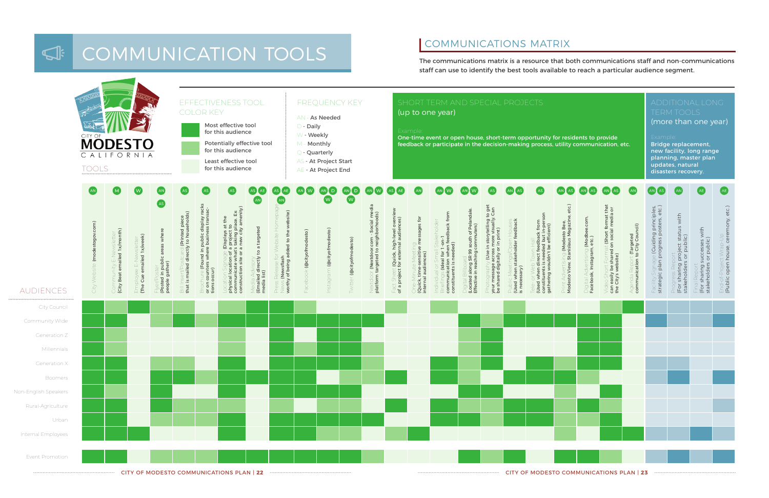# COMMUNICATION TOOLS

## COMMUNICATIONS MATRIX

The communications matrix is a resource that both communications staff and non-communications staff can use to identify the best tools available to reach a particular audience segment.

CITY OF MODESTO CALIFORNIA

TOOLS

**EFFECTIVENESS TOOL COLOR KEY**

- Most effective tool for this audience
- Potentially effective tool for this audience
- Least effective tool for this audience

**FREQUENCY KEY**

- AN - As Needed
- D - Daily
- W - Weekly
- M - Monthly
- Q - Quarterly
- AS - At Project Start
- AE - At Project End

**SHORT TERM AND SPECIAL PROJECTS** (up to one year)

Example: One-time event or open house, short-term opportunity for residents to provide feedback or participate in the decision-making process, utility communication, etc.

**ADDITIONAL LONG TERM TOOLS** (more than one year)

Example: Bridge replacement, new facility, long range planning, master plan updates, natural disasters recovery.

**Tools (frequency)**

1. City Website (modestogov.com) — AN
2. Community E-Newsletter (City Beat emailed 1x/month) — M
3. Employee E-Newsletter (The Cue emailed 1x/week) — W
4. Flyer/Poster (Posted in public areas where people gather) — AN, AS
5. Bill Insert/Postcard (Printed piece that is mailed directly to households) — AS
6. Brochure (Found in public display racks or on counters where business transactions occur) — AS
7. Location Signage (Displays at the physical location of a project to communicate what's taking place. Ex construction site or a new city amenity) — AS
8. Media Advisory (Emailed directly to a targeted media list) — AS, AE, AN
9. Press Release for Website Homepage News (Newsflash worthy of being added to the website) — AS, AE, AN
10. Facebook (@cityofmodesto) — AN, W
11. Instagram (@cityofmodesto) — AN, D, W
12. Twitter (@cityofmodesto) — AN, D, W
13. Nextdoor (Nextdoor.com - Social media platform targeted to neighborhoods) — AN, W
14. Fact Sheet (Quick, high-level overview of a project for external audiences) — AS, AE
15. One-Minute Meeting (Quick, time-sensitive messages for internal audiences) — AN
16. Individual or Small Stakeholder Briefings (Ideal for 1-on-1 communication when feedback from constituents is needed) — AN, W
17. Digital Billboard (Located along SR 99 south of Pelandale. Effective in reaching commuters) — AN, W
18. Photography (Use in storytelling to get your message across more visually. Can be shared digitally or in print) — AS
19. Public Meetings/Open Houses (Used when stakeholder feedback is necessary) — AN, AS
20. Tele-or Web Town Hall (Used when direct feedback from constituents is needed but in-person gathering wouldn't be efficient) — AS
21. Print Advertising (Modesto Bee, Modesto View, Stanislaus Magazine, etc.) — AN, AS
22. Digital Advertising (Modbee.com, Facebook, Instagram, etc.) — AN, AS
23. Video Short Format (Short format that can easily be shared on social media or the City's website) — AN, AS
24. Agenda Report (Targeted communication to City Council) — AN
25. Facility Signage (Guiding principles, strategic plan progress posters, etc.) — AN, AS
26. Progress Report (For sharing project status with stakeholders or public) — AN
27. Final Report (For sharing successes with stakeholders or public) — AE
28. End-of-Project Wrap-Up (Public open house, ceremony, etc.) — AE

Tools 1–24: Short Term and Special Projects; Tools 25–28: Additional Long Term Tools.

**AUDIENCES** (M = Most effective, P = Potentially effective, L = Least effective)

| Audience | 1 | 2 | 3 | 4 | 5 | 6 | 7 | 8 | 9 | 10 | 11 | 12 | 13 | 14 | 15 | 16 | 17 | 18 | 19 | 20 | 21 | 22 | 23 | 24 | 25 | 26 | 27 | 28 |
|---|---|---|---|---|---|---|---|---|---|---|---|---|---|---|---|---|---|---|---|---|---|---|---|---|---|---|---|---|
| City Council | M | P | M | P | P | L | P | M | M | P | L | L | L | P | L | P | L | L | P | L | L | L | P | M | P | P | P | P |
| Community Wide | M | M | L | M | M | P | M | M | M | M | M | M | M | L | L | L | M | M | M | M | M | M | M | L | M | L | L | M |
| Generation Z | M | P | L | L | L | L | P | M | M | L | M | M | L | L | L | L | P | M | L | L | L | M | M | L | L | L | L | L |
| Millennials | M | P | L | L | L | L | P | M | M | P | M | M | P | L | L | L | P | M | L | L | L | M | M | L | L | L | L | L |
| Generation X | M | M | L | P | P | L | P | M | M | M | M | P | P | L | L | L | M | M | P | M | M | M | M | L | P | P | L | L |
| Boomers | M | M | L | M | M | P | M | M | M | M | L | P | M | M | L | L | M | L | M | M | M | P | L | L | P | M | L | M |
| Non-English Speakers | M | P | L | M | L | L | M | M | M | M | M | L | L | L | L | L | M | M | L | L | P | P | M | L | L | L | L | L |
| Rural-Agriculture | M | M | L | M | P | P | M | M | P | L | M | L | P | M | L | L | P | P | M | M | M | M | P | L | L | L | L | P |
| Urban | M | M | L | P | P | P | M | M | M | M | M | P | P | L | L | L | M | P | M | M | M | M | M | L | L | L | L | L |
| Internal Employees | M | M | M | L | L | L | M | L | M | M | P | P | L | P | M | L | L | M | L | L | P | L | M | L | P | P | M | P |
| Event Promotion | M | M | L | P | P | M | M | M | M | M | M | M | M | M | L | L | M | M | M | L | M | M | P | L | P | M | P | M |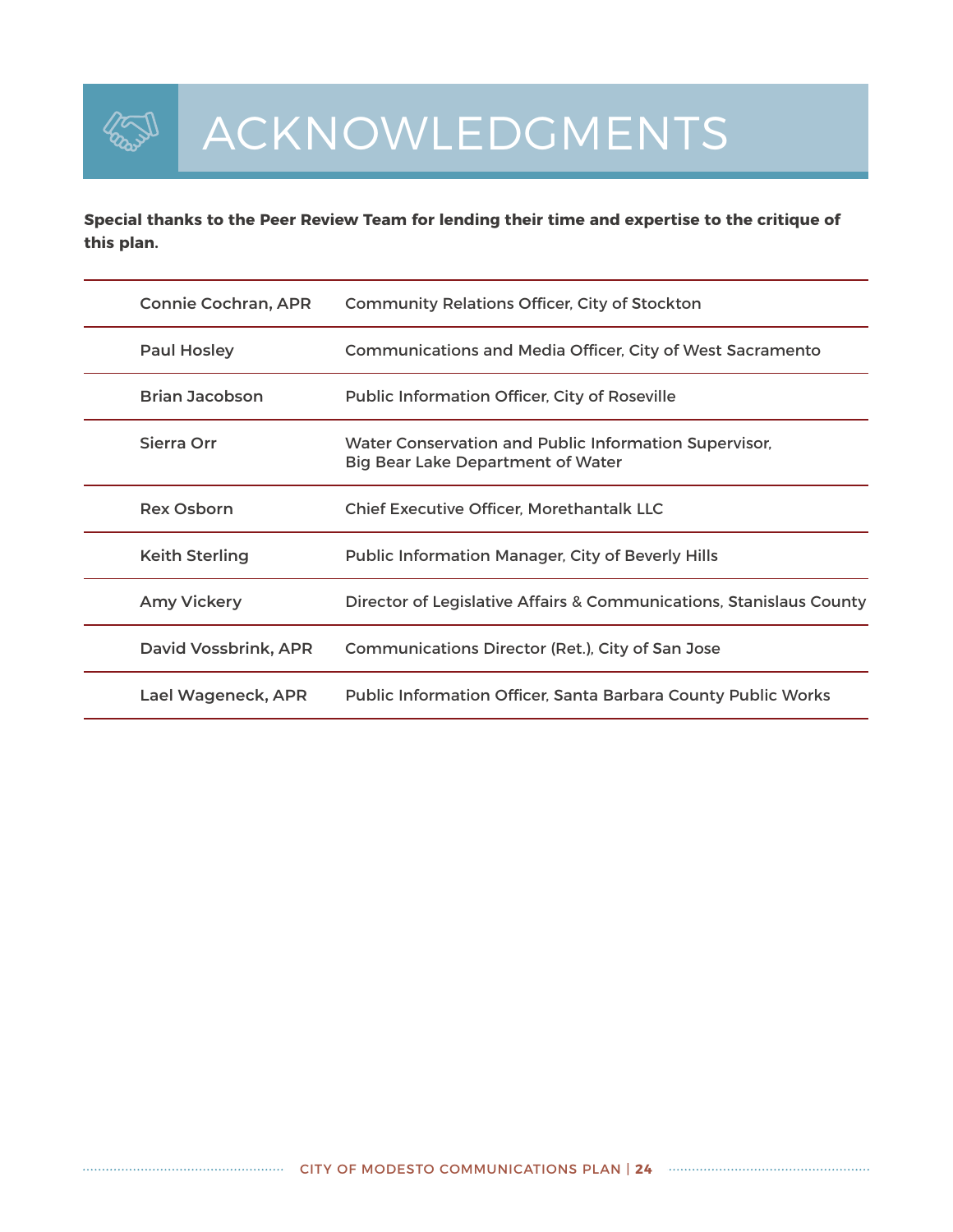# ACKNOWLEDGMENTS

**Special thanks to the Peer Review Team for lending their time and expertise to the critique of this plan.**

| | |
|---|---|
| Connie Cochran, APR | Community Relations Officer, City of Stockton |
| Paul Hosley | Communications and Media Officer, City of West Sacramento |
| Brian Jacobson | Public Information Officer, City of Roseville |
| Sierra Orr | Water Conservation and Public Information Supervisor, Big Bear Lake Department of Water |
| Rex Osborn | Chief Executive Officer, Morethantalk LLC |
| Keith Sterling | Public Information Manager, City of Beverly Hills |
| Amy Vickery | Director of Legislative Affairs & Communications, Stanislaus County |
| David Vossbrink, APR | Communications Director (Ret.), City of San Jose |
| Lael Wageneck, APR | Public Information Officer, Santa Barbara County Public Works |